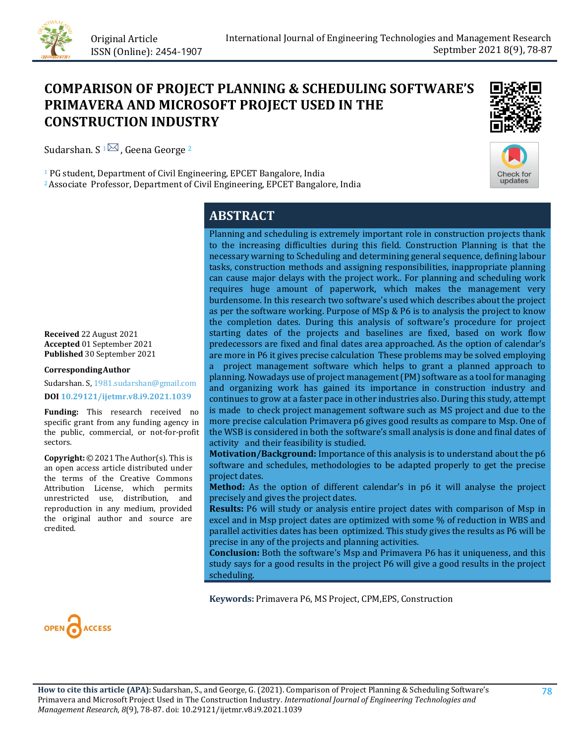Original Article
ISSN (Online): 2454-1907

# COMPARISON OF PROJECT PLANNING & SCHEDULING SOFTWARE'S PRIMAVERA AND MICROSOFT PROJECT USED IN THE CONSTRUCTION INDUSTRY

Sudarshan. S [1], Geena George [2]

[1] PG student, Department of Civil Engineering, EPCET Bangalore, India
[2] Associate Professor, Department of Civil Engineering, EPCET Bangalore, India

**Received** 22 August 2021
**Accepted** 01 September 2021
**Published** 30 September 2021

**Corresponding Author**

Sudarshan. S, 1981.sudarshan@gmail.com

**DOI** 10.29121/ijetmr.v8.i9.2021.1039

**Funding:** This research received no specific grant from any funding agency in the public, commercial, or not-for-profit sectors.

**Copyright:** © 2021 The Author(s). This is an open access article distributed under the terms of the Creative Commons Attribution License, which permits unrestricted use, distribution, and reproduction in any medium, provided the original author and source are credited.

## ABSTRACT

Planning and scheduling is extremely important role in construction projects thank to the increasing difficulties during this field. Construction Planning is that the necessary warning to Scheduling and determining general sequence, defining labour tasks, construction methods and assigning responsibilities, inappropriate planning can cause major delays with the project work.. For planning and scheduling work requires huge amount of paperwork, which makes the management very burdensome. In this research two software's used which describes about the project as per the software working. Purpose of MSp & P6 is to analysis the project to know the completion dates. During this analysis of software's procedure for project starting dates of the projects and baselines are fixed, based on work flow predecessors are fixed and final dates area approached. As the option of calendar's are more in P6 it gives precise calculation These problems may be solved employing a project management software which helps to grant a planned approach to planning. Nowadays use of project management (PM) software as a tool for managing and organizing work has gained its importance in construction industry and continues to grow at a faster pace in other industries also. During this study, attempt is made to check project management software such as MS project and due to the more precise calculation Primavera p6 gives good results as compare to Msp. One of the WSB is considered in both the software's small analysis is done and final dates of activity and their feasibility is studied.

**Motivation/Background:** Importance of this analysis is to understand about the p6 software and schedules, methodologies to be adapted properly to get the precise project dates.

**Method:** As the option of different calendar's in p6 it will analyse the project precisely and gives the project dates.

**Results:** P6 will study or analysis entire project dates with comparison of Msp in excel and in Msp project dates are optimized with some % of reduction in WBS and parallel activities dates has been optimized. This study gives the results as P6 will be precise in any of the projects and planning activities.

**Conclusion:** Both the software's Msp and Primavera P6 has it uniqueness, and this study says for a good results in the project P6 will give a good results in the project scheduling.

**Keywords:** Primavera P6, MS Project, CPM,EPS, Construction

**How to cite this article (APA):** Sudarshan, S., and George, G. (2021). Comparison of Project Planning & Scheduling Software's Primavera and Microsoft Project Used in The Construction Industry. *International Journal of Engineering Technologies and Management Research, 8*(9), 78-87. doi: 10.29121/ijetmr.v8.i9.2021.1039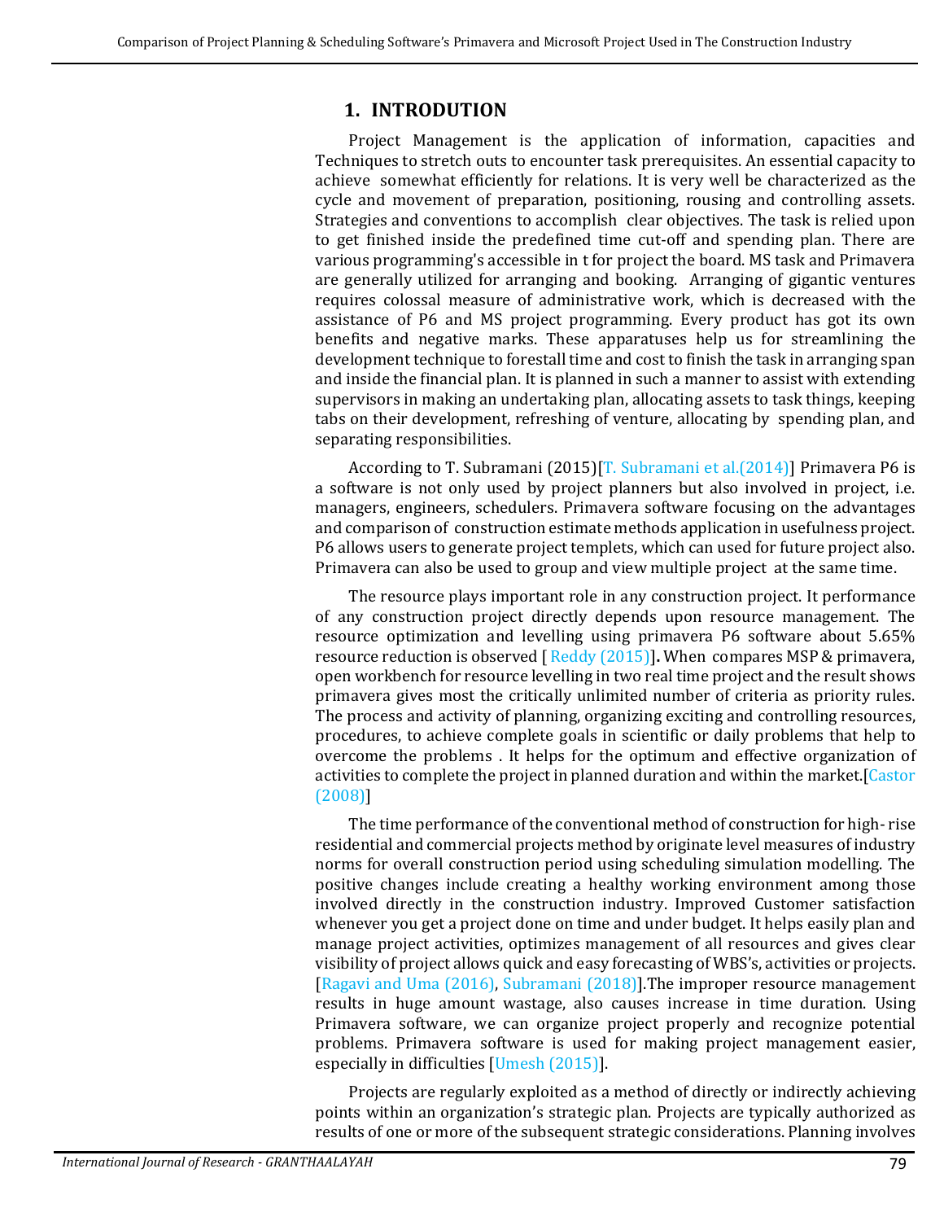## 1. INTRODUTION

Project Management is the application of information, capacities and Techniques to stretch outs to encounter task prerequisites. An essential capacity to achieve somewhat efficiently for relations. It is very well be characterized as the cycle and movement of preparation, positioning, rousing and controlling assets. Strategies and conventions to accomplish clear objectives. The task is relied upon to get finished inside the predefined time cut-off and spending plan. There are various programming's accessible in t for project the board. MS task and Primavera are generally utilized for arranging and booking. Arranging of gigantic ventures requires colossal measure of administrative work, which is decreased with the assistance of P6 and MS project programming. Every product has got its own benefits and negative marks. These apparatuses help us for streamlining the development technique to forestall time and cost to finish the task in arranging span and inside the financial plan. It is planned in such a manner to assist with extending supervisors in making an undertaking plan, allocating assets to task things, keeping tabs on their development, refreshing of venture, allocating by spending plan, and separating responsibilities.

According to T. Subramani (2015)[T. Subramani et al.(2014)] Primavera P6 is a software is not only used by project planners but also involved in project, i.e. managers, engineers, schedulers. Primavera software focusing on the advantages and comparison of construction estimate methods application in usefulness project. P6 allows users to generate project templets, which can used for future project also. Primavera can also be used to group and view multiple project at the same time.

The resource plays important role in any construction project. It performance of any construction project directly depends upon resource management. The resource optimization and levelling using primavera P6 software about 5.65% resource reduction is observed [ Reddy (2015)]**.** When compares MSP & primavera, open workbench for resource levelling in two real time project and the result shows primavera gives most the critically unlimited number of criteria as priority rules. The process and activity of planning, organizing exciting and controlling resources, procedures, to achieve complete goals in scientific or daily problems that help to overcome the problems . It helps for the optimum and effective organization of activities to complete the project in planned duration and within the market.[Castor (2008)]

The time performance of the conventional method of construction for high- rise residential and commercial projects method by originate level measures of industry norms for overall construction period using scheduling simulation modelling. The positive changes include creating a healthy working environment among those involved directly in the construction industry. Improved Customer satisfaction whenever you get a project done on time and under budget. It helps easily plan and manage project activities, optimizes management of all resources and gives clear visibility of project allows quick and easy forecasting of WBS's, activities or projects. [Ragavi and Uma (2016), Subramani (2018)].The improper resource management results in huge amount wastage, also causes increase in time duration. Using Primavera software, we can organize project properly and recognize potential problems. Primavera software is used for making project management easier, especially in difficulties [Umesh (2015)].

Projects are regularly exploited as a method of directly or indirectly achieving points within an organization's strategic plan. Projects are typically authorized as results of one or more of the subsequent strategic considerations. Planning involves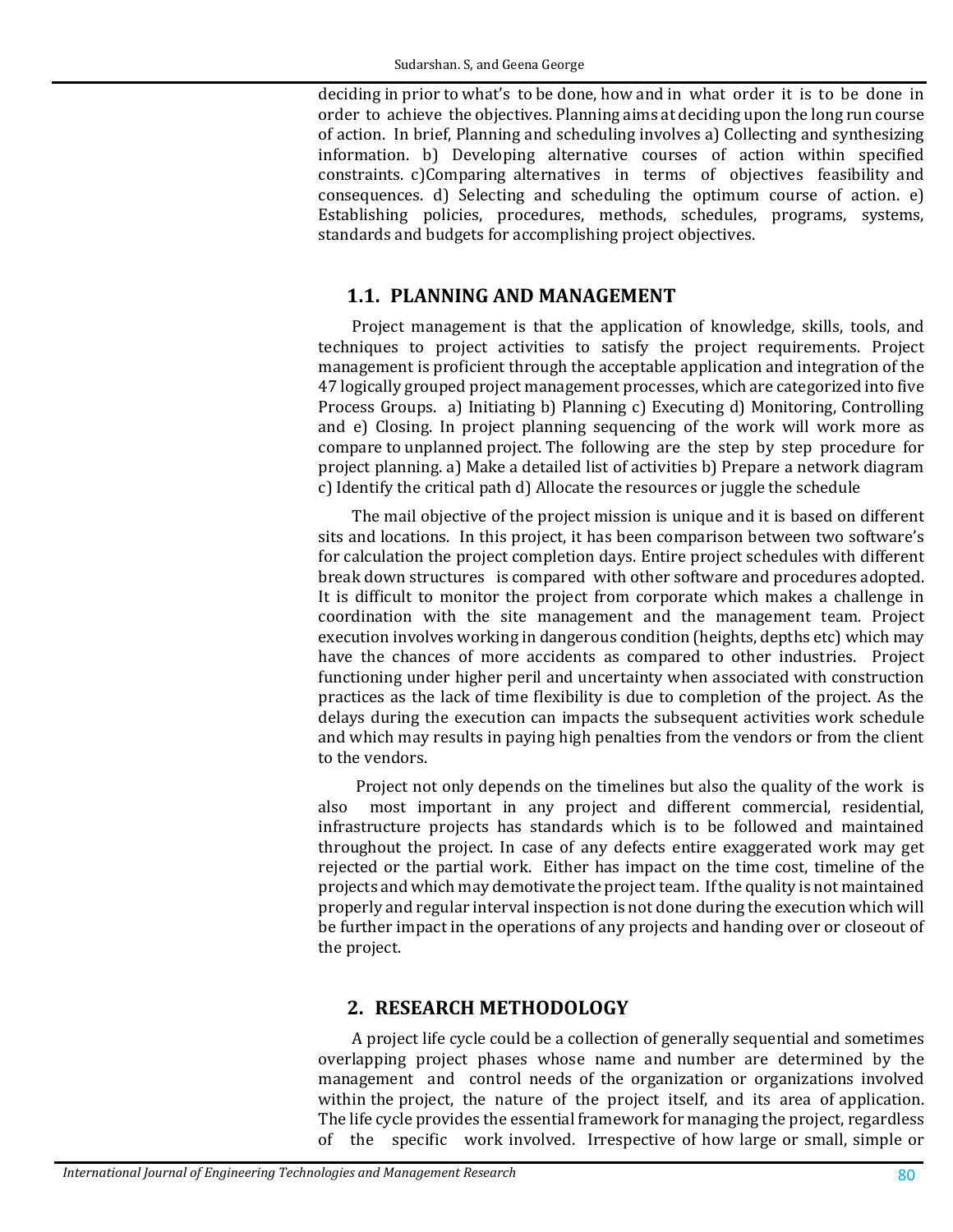deciding in prior to what's to be done, how and in what order it is to be done in order to achieve the objectives. Planning aims at deciding upon the long run course of action. In brief, Planning and scheduling involves a) Collecting and synthesizing information. b) Developing alternative courses of action within specified constraints. c)Comparing alternatives in terms of objectives feasibility and consequences. d) Selecting and scheduling the optimum course of action. e) Establishing policies, procedures, methods, schedules, programs, systems, standards and budgets for accomplishing project objectives.

## 1.1. PLANNING AND MANAGEMENT

Project management is that the application of knowledge, skills, tools, and techniques to project activities to satisfy the project requirements. Project management is proficient through the acceptable application and integration of the 47 logically grouped project management processes, which are categorized into five Process Groups. a) Initiating b) Planning c) Executing d) Monitoring, Controlling and e) Closing. In project planning sequencing of the work will work more as compare to unplanned project. The following are the step by step procedure for project planning. a) Make a detailed list of activities b) Prepare a network diagram c) Identify the critical path d) Allocate the resources or juggle the schedule

The mail objective of the project mission is unique and it is based on different sits and locations. In this project, it has been comparison between two software's for calculation the project completion days. Entire project schedules with different break down structures is compared with other software and procedures adopted. It is difficult to monitor the project from corporate which makes a challenge in coordination with the site management and the management team. Project execution involves working in dangerous condition (heights, depths etc) which may have the chances of more accidents as compared to other industries. Project functioning under higher peril and uncertainty when associated with construction practices as the lack of time flexibility is due to completion of the project. As the delays during the execution can impacts the subsequent activities work schedule and which may results in paying high penalties from the vendors or from the client to the vendors.

Project not only depends on the timelines but also the quality of the work is also most important in any project and different commercial, residential, infrastructure projects has standards which is to be followed and maintained throughout the project. In case of any defects entire exaggerated work may get rejected or the partial work. Either has impact on the time cost, timeline of the projects and which may demotivate the project team. If the quality is not maintained properly and regular interval inspection is not done during the execution which will be further impact in the operations of any projects and handing over or closeout of the project.

# 2. RESEARCH METHODOLOGY

A project life cycle could be a collection of generally sequential and sometimes overlapping project phases whose name and number are determined by the management and control needs of the organization or organizations involved within the project, the nature of the project itself, and its area of application. The life cycle provides the essential framework for managing the project, regardless of the specific work involved. Irrespective of how large or small, simple or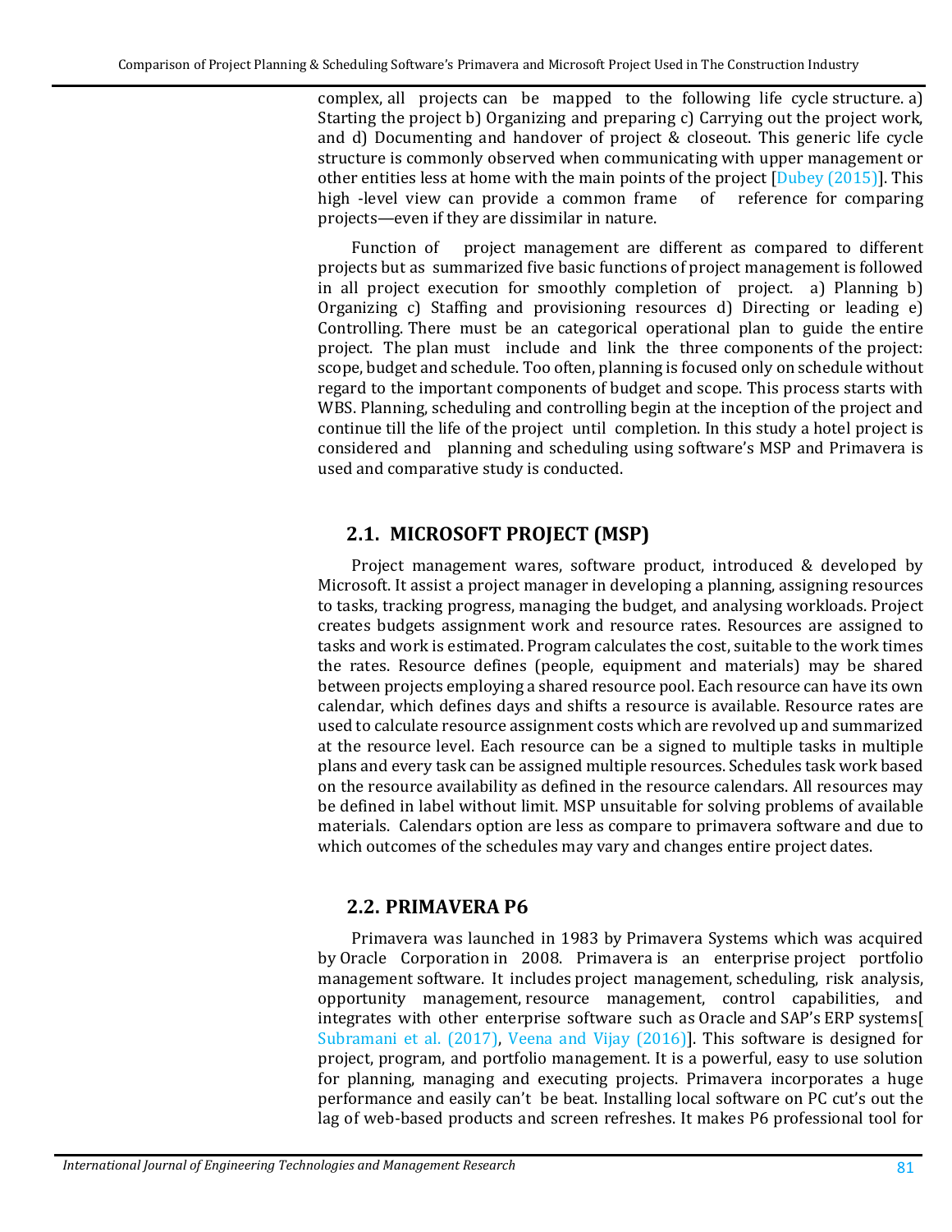complex, all projects can be mapped to the following life cycle structure. a) Starting the project b) Organizing and preparing c) Carrying out the project work, and d) Documenting and handover of project & closeout. This generic life cycle structure is commonly observed when communicating with upper management or other entities less at home with the main points of the project [Dubey (2015)]. This high -level view can provide a common frame of reference for comparing projects—even if they are dissimilar in nature.

Function of project management are different as compared to different projects but as summarized five basic functions of project management is followed in all project execution for smoothly completion of project. a) Planning b) Organizing c) Staffing and provisioning resources d) Directing or leading e) Controlling. There must be an categorical operational plan to guide the entire project. The plan must include and link the three components of the project: scope, budget and schedule. Too often, planning is focused only on schedule without regard to the important components of budget and scope. This process starts with WBS. Planning, scheduling and controlling begin at the inception of the project and continue till the life of the project until completion. In this study a hotel project is considered and planning and scheduling using software's MSP and Primavera is used and comparative study is conducted.

## 2.1. MICROSOFT PROJECT (MSP)

Project management wares, software product, introduced & developed by Microsoft. It assist a project manager in developing a planning, assigning resources to tasks, tracking progress, managing the budget, and analysing workloads. Project creates budgets assignment work and resource rates. Resources are assigned to tasks and work is estimated. Program calculates the cost, suitable to the work times the rates. Resource defines (people, equipment and materials) may be shared between projects employing a shared resource pool. Each resource can have its own calendar, which defines days and shifts a resource is available. Resource rates are used to calculate resource assignment costs which are revolved up and summarized at the resource level. Each resource can be a signed to multiple tasks in multiple plans and every task can be assigned multiple resources. Schedules task work based on the resource availability as defined in the resource calendars. All resources may be defined in label without limit. MSP unsuitable for solving problems of available materials. Calendars option are less as compare to primavera software and due to which outcomes of the schedules may vary and changes entire project dates.

## 2.2. PRIMAVERA P6

Primavera was launched in 1983 by Primavera Systems which was acquired by Oracle Corporation in 2008. Primavera is an enterprise project portfolio management software. It includes project management, scheduling, risk analysis, opportunity management, resource management, control capabilities, and integrates with other enterprise software such as Oracle and SAP's ERP systems[ Subramani et al. (2017), Veena and Vijay (2016)]. This software is designed for project, program, and portfolio management. It is a powerful, easy to use solution for planning, managing and executing projects. Primavera incorporates a huge performance and easily can't be beat. Installing local software on PC cut's out the lag of web-based products and screen refreshes. It makes P6 professional tool for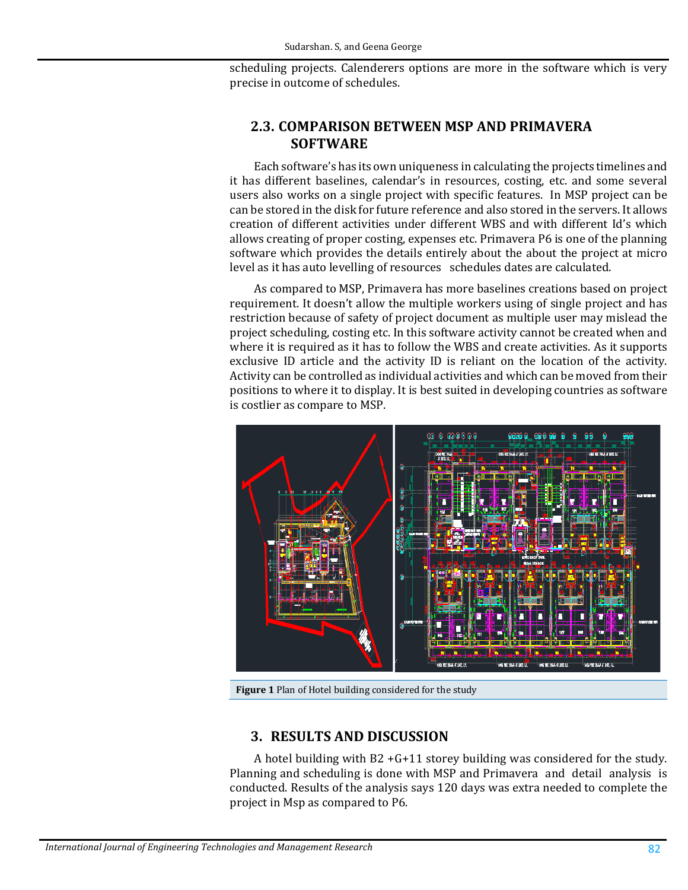scheduling projects. Calenderers options are more in the software which is very precise in outcome of schedules.

## 2.3. COMPARISON BETWEEN MSP AND PRIMAVERA SOFTWARE

Each software's has its own uniqueness in calculating the projects timelines and it has different baselines, calendar's in resources, costing, etc. and some several users also works on a single project with specific features. In MSP project can be can be stored in the disk for future reference and also stored in the servers. It allows creation of different activities under different WBS and with different Id's which allows creating of proper costing, expenses etc. Primavera P6 is one of the planning software which provides the details entirely about the about the project at micro level as it has auto levelling of resources schedules dates are calculated.

As compared to MSP, Primavera has more baselines creations based on project requirement. It doesn't allow the multiple workers using of single project and has restriction because of safety of project document as multiple user may mislead the project scheduling, costing etc. In this software activity cannot be created when and where it is required as it has to follow the WBS and create activities. As it supports exclusive ID article and the activity ID is reliant on the location of the activity. Activity can be controlled as individual activities and which can be moved from their positions to where it to display. It is best suited in developing countries as software is costlier as compare to MSP.

**Figure 1** Plan of Hotel building considered for the study

## 3. RESULTS AND DISCUSSION

A hotel building with B2 +G+11 storey building was considered for the study. Planning and scheduling is done with MSP and Primavera and detail analysis is conducted. Results of the analysis says 120 days was extra needed to complete the project in Msp as compared to P6.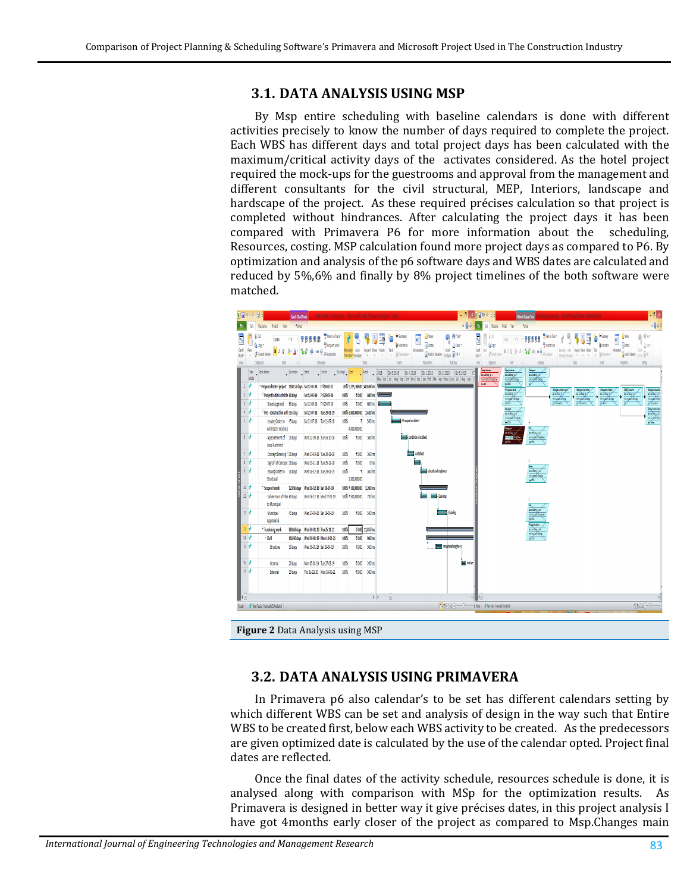## 3.1. DATA ANALYSIS USING MSP

By Msp entire scheduling with baseline calendars is done with different activities precisely to know the number of days required to complete the project. Each WBS has different days and total project days has been calculated with the maximum/critical activity days of the activates considered. As the hotel project required the mock-ups for the guestrooms and approval from the management and different consultants for the civil structural, MEP, Interiors, landscape and hardscape of the project. As these required précises calculation so that project is completed without hindrances. After calculating the project days it has been compared with Primavera P6 for more information about the scheduling, Resources, costing. MSP calculation found more project days as compared to P6. By optimization and analysis of the p6 software days and WBS dates are calculated and reduced by 5%,6% and finally by 8% project timelines of the both software were matched.

**Figure 2** Data Analysis using MSP

## 3.2. DATA ANALYSIS USING PRIMAVERA

In Primavera p6 also calendar's to be set has different calendars setting by which different WBS can be set and analysis of design in the way such that Entire WBS to be created first, below each WBS activity to be created. As the predecessors are given optimized date is calculated by the use of the calendar opted. Project final dates are reflected.

Once the final dates of the activity schedule, resources schedule is done, it is analysed along with comparison with MSp for the optimization results. As Primavera is designed in better way it give précises dates, in this project analysis I have got 4months early closer of the project as compared to Msp.Changes main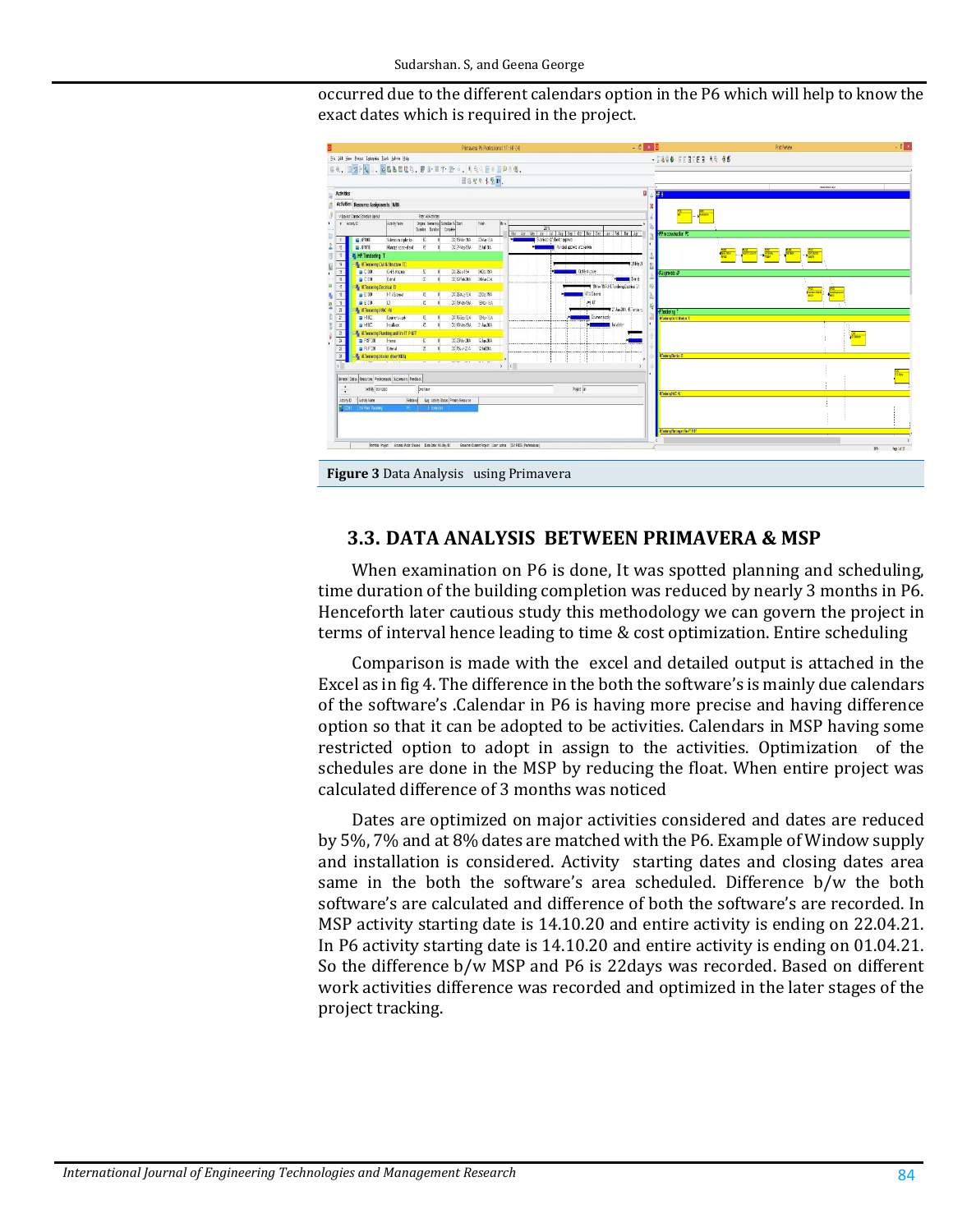occurred due to the different calendars option in the P6 which will help to know the exact dates which is required in the project.

**Figure 3** Data Analysis using Primavera

### 3.3. DATA ANALYSIS BETWEEN PRIMAVERA & MSP

When examination on P6 is done, It was spotted planning and scheduling, time duration of the building completion was reduced by nearly 3 months in P6. Henceforth later cautious study this methodology we can govern the project in terms of interval hence leading to time & cost optimization. Entire scheduling

Comparison is made with the excel and detailed output is attached in the Excel as in fig 4. The difference in the both the software's is mainly due calendars of the software's .Calendar in P6 is having more precise and having difference option so that it can be adopted to be activities. Calendars in MSP having some restricted option to adopt in assign to the activities. Optimization of the schedules are done in the MSP by reducing the float. When entire project was calculated difference of 3 months was noticed

Dates are optimized on major activities considered and dates are reduced by 5%, 7% and at 8% dates are matched with the P6. Example of Window supply and installation is considered. Activity starting dates and closing dates area same in the both the software's area scheduled. Difference b/w the both software's are calculated and difference of both the software's are recorded. In MSP activity starting date is 14.10.20 and entire activity is ending on 22.04.21. In P6 activity starting date is 14.10.20 and entire activity is ending on 01.04.21. So the difference b/w MSP and P6 is 22days was recorded. Based on different work activities difference was recorded and optimized in the later stages of the project tracking.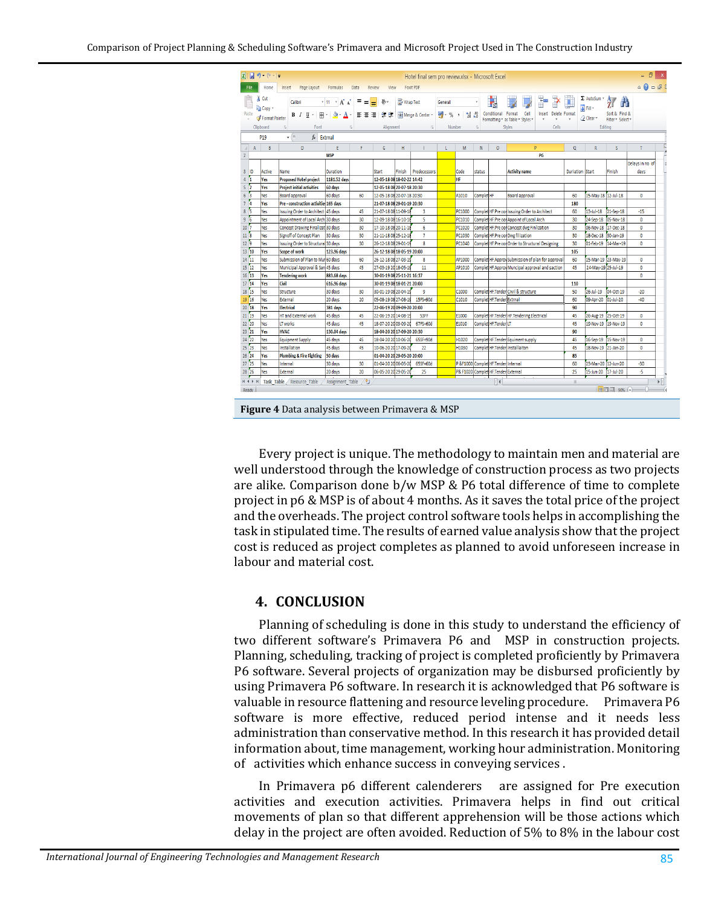**Figure 4** Data analysis between Primavera & MSP

Every project is unique. The methodology to maintain men and material are well understood through the knowledge of construction process as two projects are alike. Comparison done b/w MSP & P6 total difference of time to complete project in p6 & MSP is of about 4 months. As it saves the total price of the project and the overheads. The project control software tools helps in accomplishing the task in stipulated time. The results of earned value analysis show that the project cost is reduced as project completes as planned to avoid unforeseen increase in labour and material cost.

## 4. CONCLUSION

Planning of scheduling is done in this study to understand the efficiency of two different software's Primavera P6 and MSP in construction projects. Planning, scheduling, tracking of project is completed proficiently by Primavera P6 software. Several projects of organization may be disbursed proficiently by using Primavera P6 software. In research it is acknowledged that P6 software is valuable in resource flattening and resource leveling procedure. Primavera P6 software is more effective, reduced period intense and it needs less administration than conservative method. In this research it has provided detail information about, time management, working hour administration. Monitoring of activities which enhance success in conveying services .

In Primavera p6 different calenderers are assigned for Pre execution activities and execution activities. Primavera helps in find out critical movements of plan so that different apprehension will be those actions which delay in the project are often avoided. Reduction of 5% to 8% in the labour cost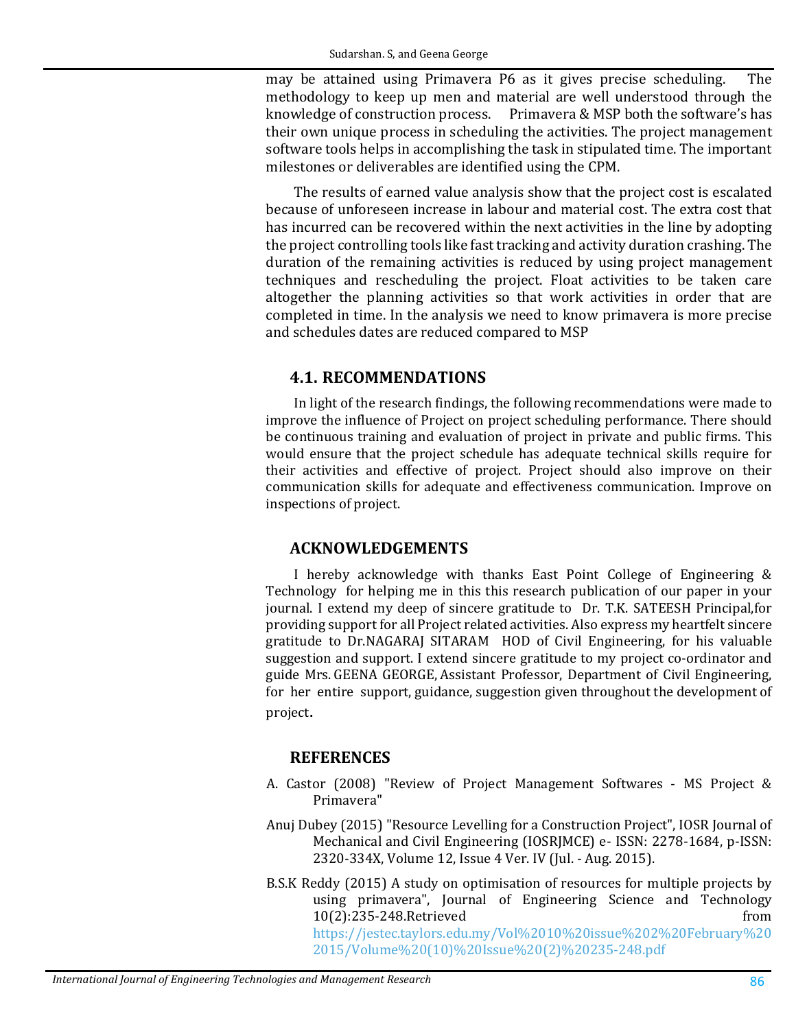may be attained using Primavera P6 as it gives precise scheduling. The methodology to keep up men and material are well understood through the knowledge of construction process. Primavera & MSP both the software's has their own unique process in scheduling the activities. The project management software tools helps in accomplishing the task in stipulated time. The important milestones or deliverables are identified using the CPM.

The results of earned value analysis show that the project cost is escalated because of unforeseen increase in labour and material cost. The extra cost that has incurred can be recovered within the next activities in the line by adopting the project controlling tools like fast tracking and activity duration crashing. The duration of the remaining activities is reduced by using project management techniques and rescheduling the project. Float activities to be taken care altogether the planning activities so that work activities in order that are completed in time. In the analysis we need to know primavera is more precise and schedules dates are reduced compared to MSP

## 4.1. RECOMMENDATIONS

In light of the research findings, the following recommendations were made to improve the influence of Project on project scheduling performance. There should be continuous training and evaluation of project in private and public firms. This would ensure that the project schedule has adequate technical skills require for their activities and effective of project. Project should also improve on their communication skills for adequate and effectiveness communication. Improve on inspections of project.

## ACKNOWLEDGEMENTS

I hereby acknowledge with thanks East Point College of Engineering & Technology for helping me in this this research publication of our paper in your journal. I extend my deep of sincere gratitude to Dr. T.K. SATEESH Principal,for providing support for all Project related activities. Also express my heartfelt sincere gratitude to Dr.NAGARAJ SITARAM HOD of Civil Engineering, for his valuable suggestion and support. I extend sincere gratitude to my project co-ordinator and guide Mrs. GEENA GEORGE, Assistant Professor, Department of Civil Engineering, for her entire support, guidance, suggestion given throughout the development of project.

## REFERENCES

A. Castor (2008) "Review of Project Management Softwares - MS Project & Primavera"

Anuj Dubey (2015) "Resource Levelling for a Construction Project", IOSR Journal of Mechanical and Civil Engineering (IOSRJMCE) e- ISSN: 2278-1684, p-ISSN: 2320-334X, Volume 12, Issue 4 Ver. IV (Jul. - Aug. 2015).

B.S.K Reddy (2015) A study on optimisation of resources for multiple projects by using primavera", Journal of Engineering Science and Technology 10(2):235-248.Retrieved from https://jestec.taylors.edu.my/Vol%2010%20issue%202%20February%202015/Volume%20(10)%20Issue%20(2)%20235-248.pdf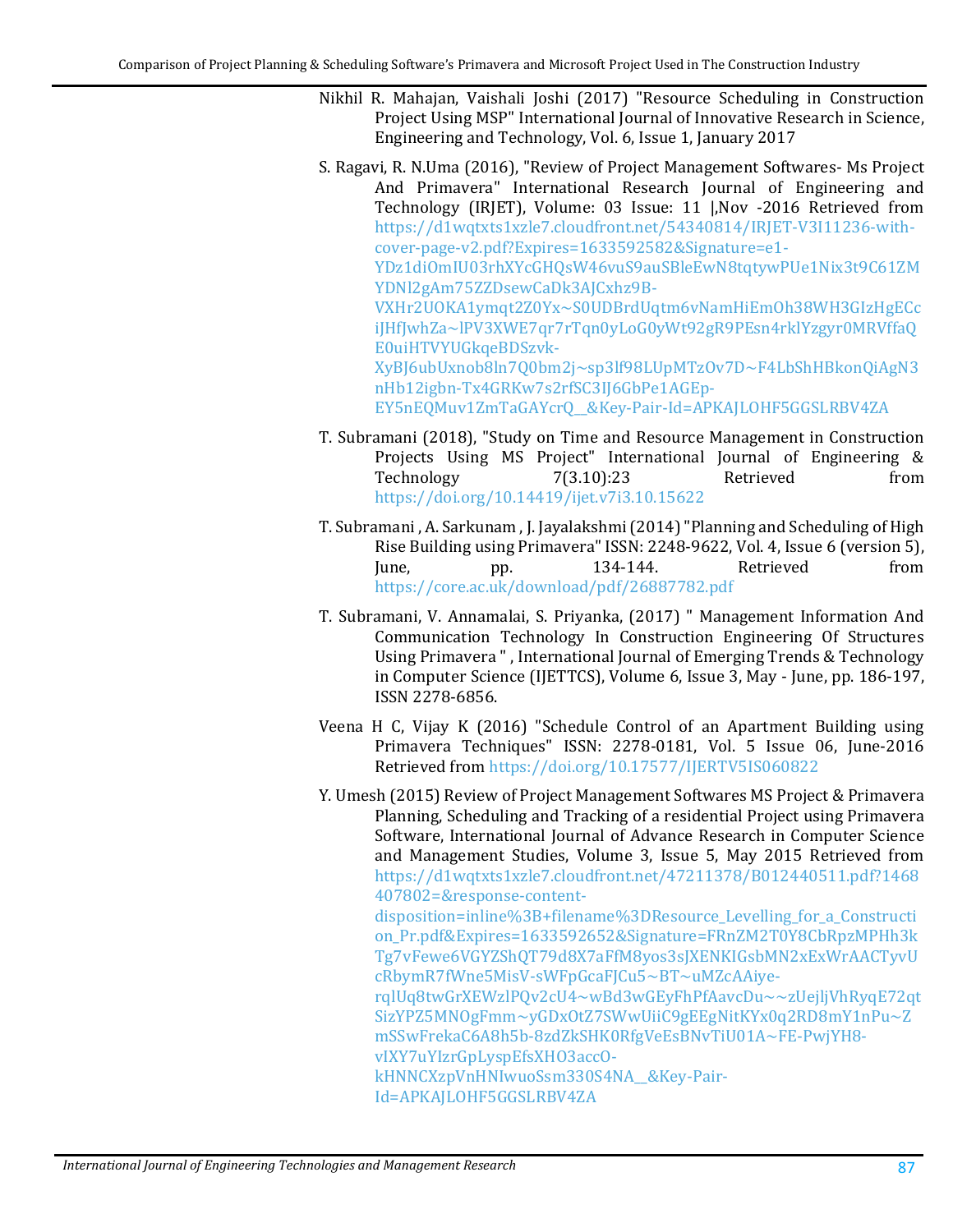Nikhil R. Mahajan, Vaishali Joshi (2017) "Resource Scheduling in Construction Project Using MSP" International Journal of Innovative Research in Science, Engineering and Technology, Vol. 6, Issue 1, January 2017

S. Ragavi, R. N.Uma (2016), "Review of Project Management Softwares- Ms Project And Primavera" International Research Journal of Engineering and Technology (IRJET), Volume: 03 Issue: 11 |,Nov -2016 Retrieved from https://d1wqtxts1xzle7.cloudfront.net/54340814/IRJET-V3I11236-with-cover-page-v2.pdf?Expires=1633592582&Signature=e1-YDz1diOmIU03rhXYcGHQsW46vuS9auSBleEwN8tqtywPUe1Nix3t9C61ZMYDNl2gAm75ZZDsewCaDk3AJCxhz9B-VXHr2UOKA1ymqt2Z0Yx~S0UDBrdUqtm6vNamHiEmOh38WH3GIzHgECciJHfJwhZa~lPV3XWE7qr7rTqn0yLoG0yWt92gR9PEsn4rklYzgyr0MRVffaQE0uiHTVYUGkqeBDSzvk-XyBJ6ubUxnob8ln7Q0bm2j~sp3lf98LUpMTzOv7D~F4LbShHBkonQiAgN3nHb12igbn-Tx4GRKw7s2rfSC3IJ6GbPe1AGEp-EY5nEQMuv1ZmTaGAYcrQ__&Key-Pair-Id=APKAJLOHF5GGSLRBV4ZA

T. Subramani (2018), "Study on Time and Resource Management in Construction Projects Using MS Project" International Journal of Engineering & Technology 7(3.10):23 Retrieved from https://doi.org/10.14419/ijet.v7i3.10.15622

T. Subramani , A. Sarkunam , J. Jayalakshmi (2014) "Planning and Scheduling of High Rise Building using Primavera" ISSN: 2248-9622, Vol. 4, Issue 6 (version 5), June, pp. 134-144. Retrieved from https://core.ac.uk/download/pdf/26887782.pdf

T. Subramani, V. Annamalai, S. Priyanka, (2017) " Management Information And Communication Technology In Construction Engineering Of Structures Using Primavera " , International Journal of Emerging Trends & Technology in Computer Science (IJETTCS), Volume 6, Issue 3, May - June, pp. 186-197, ISSN 2278-6856.

Veena H C, Vijay K (2016) "Schedule Control of an Apartment Building using Primavera Techniques" ISSN: 2278-0181, Vol. 5 Issue 06, June-2016 Retrieved from https://doi.org/10.17577/IJERTV5IS060822

Y. Umesh (2015) Review of Project Management Softwares MS Project & Primavera Planning, Scheduling and Tracking of a residential Project using Primavera Software, International Journal of Advance Research in Computer Science and Management Studies, Volume 3, Issue 5, May 2015 Retrieved from https://d1wqtxts1xzle7.cloudfront.net/47211378/B012440511.pdf?1468407802=&response-content-disposition=inline%3B+filename%3DResource_Levelling_for_a_Construction_Pr.pdf&Expires=1633592652&Signature=FRnZM2T0Y8CbRpzMPHh3kTg7vFewe6VGYZShQT79d8X7aFfM8yos3sJXENKIGsbMN2xExWrAACTyvUcRbymR7fWne5MisV-sWFpGcaFJCu5~BT~uMZcAAiye-rqlUq8twGrXEWzlPQv2cU4~wBd3wGEyFhPfAavcDu~~zUejljVhRyqE72qtSizYPZ5MNOgFmm~yGDxOtZ7SWwUiiC9gEEgNitKYx0q2RD8mY1nPu~ZmSSwFrekaC6A8h5b-8zdZkSHK0RfgVeEsBNvTiU01A~FE-PwjYH8-vIXY7uYIzrGpLyspEfsXHO3accO-kHNNCXzpVnHNIwuoSsm330S4NA__&Key-Pair-Id=APKAJLOHF5GGSLRBV4ZA